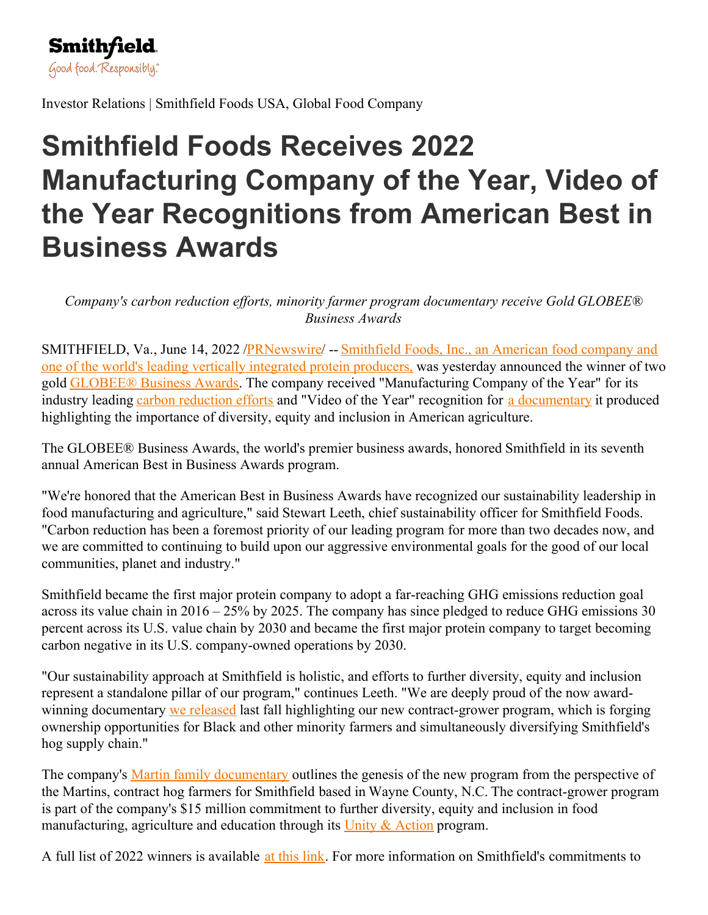Smithfield
Good food. Responsibly.®

Investor Relations | Smithfield Foods USA, Global Food Company

# Smithfield Foods Receives 2022 Manufacturing Company of the Year, Video of the Year Recognitions from American Best in Business Awards

*Company's carbon reduction efforts, minority farmer program documentary receive Gold GLOBEE® Business Awards*

SMITHFIELD, Va., June 14, 2022 /PRNewswire/ -- Smithfield Foods, Inc., an American food company and one of the world's leading vertically integrated protein producers, was yesterday announced the winner of two gold GLOBEE® Business Awards. The company received "Manufacturing Company of the Year" for its industry leading carbon reduction efforts and "Video of the Year" recognition for a documentary it produced highlighting the importance of diversity, equity and inclusion in American agriculture.

The GLOBEE® Business Awards, the world's premier business awards, honored Smithfield in its seventh annual American Best in Business Awards program.

"We're honored that the American Best in Business Awards have recognized our sustainability leadership in food manufacturing and agriculture," said Stewart Leeth, chief sustainability officer for Smithfield Foods. "Carbon reduction has been a foremost priority of our leading program for more than two decades now, and we are committed to continuing to build upon our aggressive environmental goals for the good of our local communities, planet and industry."

Smithfield became the first major protein company to adopt a far-reaching GHG emissions reduction goal across its value chain in 2016 – 25% by 2025. The company has since pledged to reduce GHG emissions 30 percent across its U.S. value chain by 2030 and became the first major protein company to target becoming carbon negative in its U.S. company-owned operations by 2030.

"Our sustainability approach at Smithfield is holistic, and efforts to further diversity, equity and inclusion represent a standalone pillar of our program," continues Leeth. "We are deeply proud of the now award-winning documentary we released last fall highlighting our new contract-grower program, which is forging ownership opportunities for Black and other minority farmers and simultaneously diversifying Smithfield's hog supply chain."

The company's Martin family documentary outlines the genesis of the new program from the perspective of the Martins, contract hog farmers for Smithfield based in Wayne County, N.C. The contract-grower program is part of the company's $15 million commitment to further diversity, equity and inclusion in food manufacturing, agriculture and education through its Unity & Action program.

A full list of 2022 winners is available at this link. For more information on Smithfield's commitments to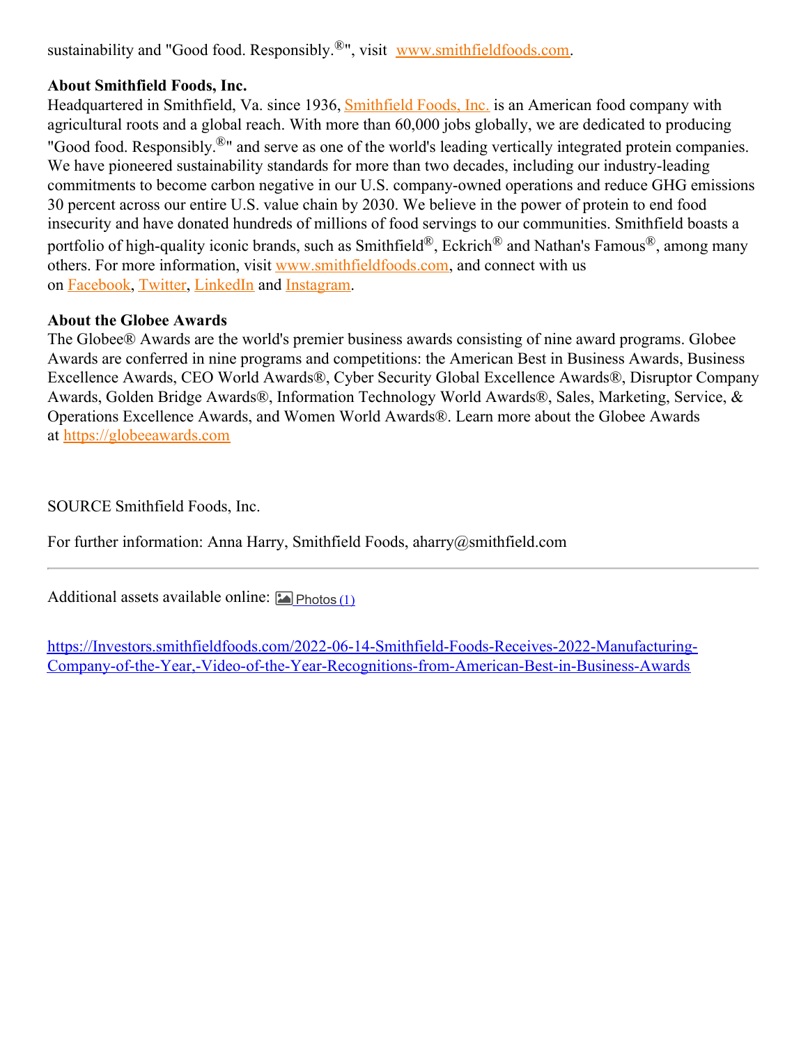sustainability and "Good food. Responsibly.®", visit [www.smithfieldfoods.com](www.smithfieldfoods.com).

**About Smithfield Foods, Inc.**
Headquartered in Smithfield, Va. since 1936, Smithfield Foods, Inc. is an American food company with agricultural roots and a global reach. With more than 60,000 jobs globally, we are dedicated to producing "Good food. Responsibly.®" and serve as one of the world's leading vertically integrated protein companies. We have pioneered sustainability standards for more than two decades, including our industry-leading commitments to become carbon negative in our U.S. company-owned operations and reduce GHG emissions 30 percent across our entire U.S. value chain by 2030. We believe in the power of protein to end food insecurity and have donated hundreds of millions of food servings to our communities. Smithfield boasts a portfolio of high-quality iconic brands, such as Smithfield®, Eckrich® and Nathan's Famous®, among many others. For more information, visit www.smithfieldfoods.com, and connect with us on Facebook, Twitter, LinkedIn and Instagram.

**About the Globee Awards**
The Globee® Awards are the world's premier business awards consisting of nine award programs. Globee Awards are conferred in nine programs and competitions: the American Best in Business Awards, Business Excellence Awards, CEO World Awards®, Cyber Security Global Excellence Awards®, Disruptor Company Awards, Golden Bridge Awards®, Information Technology World Awards®, Sales, Marketing, Service, & Operations Excellence Awards, and Women World Awards®. Learn more about the Globee Awards at https://globeeawards.com

SOURCE Smithfield Foods, Inc.

For further information: Anna Harry, Smithfield Foods, aharry@smithfield.com

---

Additional assets available online: Photos (1)

https://Investors.smithfieldfoods.com/2022-06-14-Smithfield-Foods-Receives-2022-Manufacturing-Company-of-the-Year,-Video-of-the-Year-Recognitions-from-American-Best-in-Business-Awards